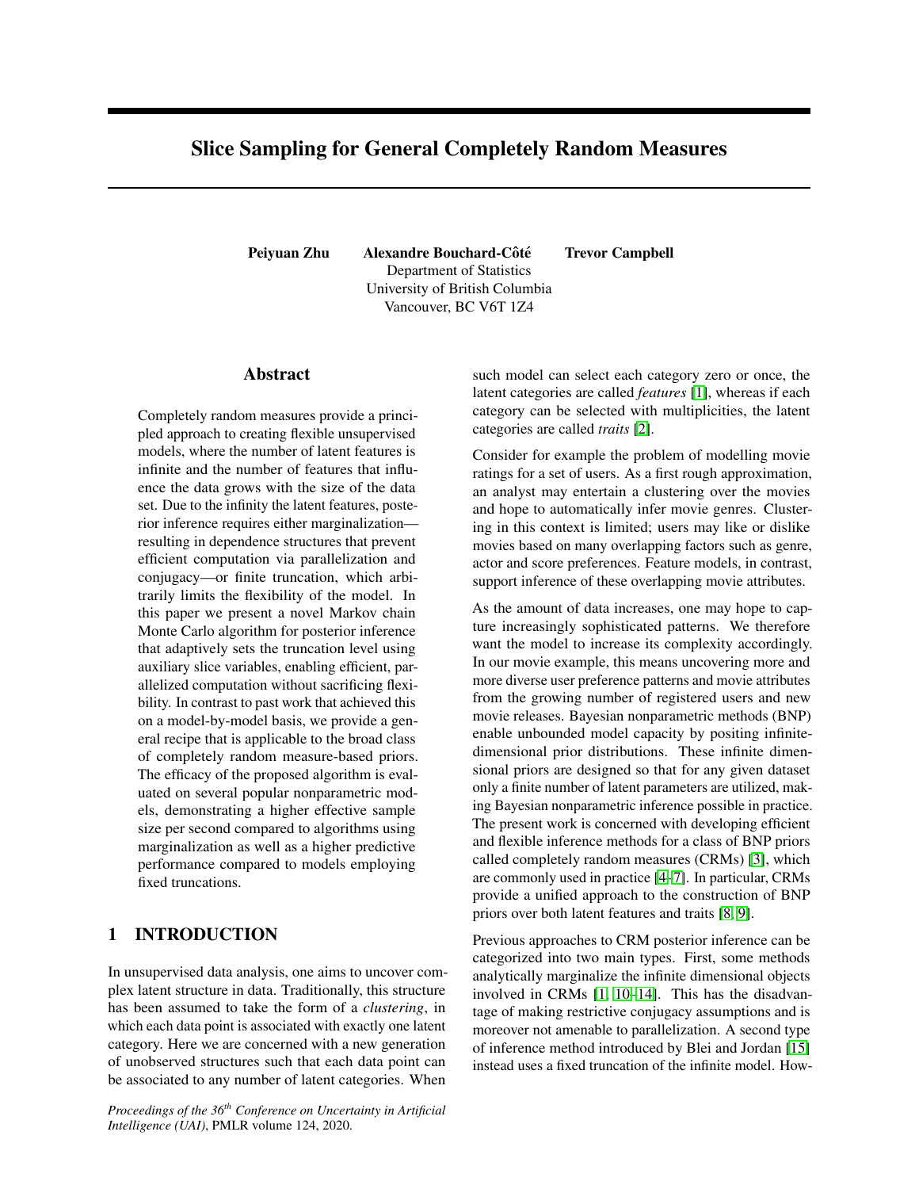# Slice Sampling for General Completely Random Measures

**Peiyuan Zhu** **Alexandre Bouchard-Côté** **Trevor Campbell**
Department of Statistics
University of British Columbia
Vancouver, BC V6T 1Z4

## Abstract

Completely random measures provide a principled approach to creating flexible unsupervised models, where the number of latent features is infinite and the number of features that influence the data grows with the size of the data set. Due to the infinity the latent features, posterior inference requires either marginalization—resulting in dependence structures that prevent efficient computation via parallelization and conjugacy—or finite truncation, which arbitrarily limits the flexibility of the model. In this paper we present a novel Markov chain Monte Carlo algorithm for posterior inference that adaptively sets the truncation level using auxiliary slice variables, enabling efficient, parallelized computation without sacrificing flexibility. In contrast to past work that achieved this on a model-by-model basis, we provide a general recipe that is applicable to the broad class of completely random measure-based priors. The efficacy of the proposed algorithm is evaluated on several popular nonparametric models, demonstrating a higher effective sample size per second compared to algorithms using marginalization as well as a higher predictive performance compared to models employing fixed truncations.

## 1 INTRODUCTION

In unsupervised data analysis, one aims to uncover complex latent structure in data. Traditionally, this structure has been assumed to take the form of a *clustering*, in which each data point is associated with exactly one latent category. Here we are concerned with a new generation of unobserved structures such that each data point can be associated to any number of latent categories. When such model can select each category zero or once, the latent categories are called *features* [1], whereas if each category can be selected with multiplicities, the latent categories are called *traits* [2].

Consider for example the problem of modelling movie ratings for a set of users. As a first rough approximation, an analyst may entertain a clustering over the movies and hope to automatically infer movie genres. Clustering in this context is limited; users may like or dislike movies based on many overlapping factors such as genre, actor and score preferences. Feature models, in contrast, support inference of these overlapping movie attributes.

As the amount of data increases, one may hope to capture increasingly sophisticated patterns. We therefore want the model to increase its complexity accordingly. In our movie example, this means uncovering more and more diverse user preference patterns and movie attributes from the growing number of registered users and new movie releases. Bayesian nonparametric methods (BNP) enable unbounded model capacity by positing infinite-dimensional prior distributions. These infinite dimensional priors are designed so that for any given dataset only a finite number of latent parameters are utilized, making Bayesian nonparametric inference possible in practice. The present work is concerned with developing efficient and flexible inference methods for a class of BNP priors called completely random measures (CRMs) [3], which are commonly used in practice [4–7]. In particular, CRMs provide a unified approach to the construction of BNP priors over both latent features and traits [8, 9].

Previous approaches to CRM posterior inference can be categorized into two main types. First, some methods analytically marginalize the infinite dimensional objects involved in CRMs [1, 10–14]. This has the disadvantage of making restrictive conjugacy assumptions and is moreover not amenable to parallelization. A second type of inference method introduced by Blei and Jordan [15] instead uses a fixed truncation of the infinite model. How-

*Proceedings of the 36th Conference on Uncertainty in Artificial Intelligence (UAI)*, PMLR volume 124, 2020.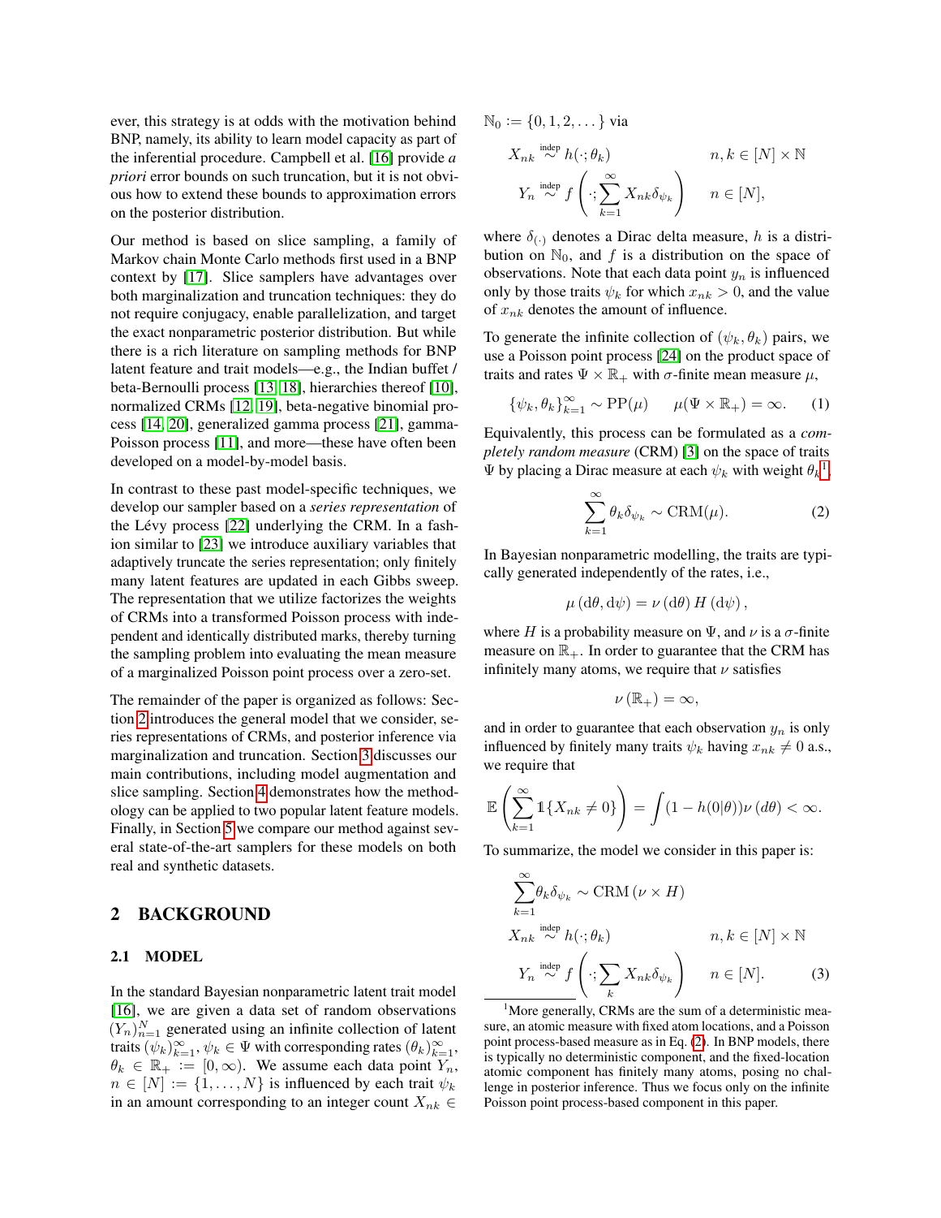ever, this strategy is at odds with the motivation behind BNP, namely, its ability to learn model capacity as part of the inferential procedure. Campbell et al. [16] provide *a priori* error bounds on such truncation, but it is not obvious how to extend these bounds to approximation errors on the posterior distribution.

Our method is based on slice sampling, a family of Markov chain Monte Carlo methods first used in a BNP context by [17]. Slice samplers have advantages over both marginalization and truncation techniques: they do not require conjugacy, enable parallelization, and target the exact nonparametric posterior distribution. But while there is a rich literature on sampling methods for BNP latent feature and trait models—e.g., the Indian buffet / beta-Bernoulli process [13, 18], hierarchies thereof [10], normalized CRMs [12, 19], beta-negative binomial process [14, 20], generalized gamma process [21], gamma-Poisson process [11], and more—these have often been developed on a model-by-model basis.

In contrast to these past model-specific techniques, we develop our sampler based on a *series representation* of the Lévy process [22] underlying the CRM. In a fashion similar to [23] we introduce auxiliary variables that adaptively truncate the series representation; only finitely many latent features are updated in each Gibbs sweep. The representation that we utilize factorizes the weights of CRMs into a transformed Poisson process with independent and identically distributed marks, thereby turning the sampling problem into evaluating the mean measure of a marginalized Poisson point process over a zero-set.

The remainder of the paper is organized as follows: Section 2 introduces the general model that we consider, series representations of CRMs, and posterior inference via marginalization and truncation. Section 3 discusses our main contributions, including model augmentation and slice sampling. Section 4 demonstrates how the methodology can be applied to two popular latent feature models. Finally, in Section 5 we compare our method against several state-of-the-art samplers for these models on both real and synthetic datasets.

## 2 BACKGROUND

### 2.1 MODEL

In the standard Bayesian nonparametric latent trait model [16], we are given a data set of random observations $(Y_n)_{n=1}^N$ generated using an infinite collection of latent traits $(\psi_k)_{k=1}^\infty$, $\psi_k \in \Psi$ with corresponding rates $(\theta_k)_{k=1}^\infty$, $\theta_k \in \mathbb{R}_+ := [0, \infty)$. We assume each data point $Y_n$, $n \in [N] := \{1, \dots, N\}$ is influenced by each trait $\psi_k$ in an amount corresponding to an integer count $X_{nk} \in \mathbb{N}_0 := \{0, 1, 2, \dots\}$ via

$$
\begin{aligned}
X_{nk} &\overset{\text{indep}}{\sim} h(\cdot; \theta_k) \qquad && n, k \in [N] \times \mathbb{N} \\
Y_n &\overset{\text{indep}}{\sim} f\left(\cdot; \sum_{k=1}^{\infty} X_{nk} \delta_{\psi_k}\right) && n \in [N],
\end{aligned}
$$

where $\delta_{(\cdot)}$ denotes a Dirac delta measure, $h$ is a distribution on $\mathbb{N}_0$, and $f$ is a distribution on the space of observations. Note that each data point $y_n$ is influenced only by those traits $\psi_k$ for which $x_{nk} > 0$, and the value of $x_{nk}$ denotes the amount of influence.

To generate the infinite collection of $(\psi_k, \theta_k)$ pairs, we use a Poisson point process [24] on the product space of traits and rates $\Psi \times \mathbb{R}_+$ with $\sigma$-finite mean measure $\mu$,

$$
\{\psi_k, \theta_k\}_{k=1}^\infty \sim \mathrm{PP}(\mu) \qquad \mu(\Psi \times \mathbb{R}_+) = \infty. \tag{1}
$$

Equivalently, this process can be formulated as a *completely random measure* (CRM) [3] on the space of traits $\Psi$ by placing a Dirac measure at each $\psi_k$ with weight $\theta_k$[1].

$$
\sum_{k=1}^{\infty} \theta_k \delta_{\psi_k} \sim \mathrm{CRM}(\mu). \tag{2}
$$

In Bayesian nonparametric modelling, the traits are typically generated independently of the rates, i.e.,

$$
\mu\left(\mathrm{d}\theta, \mathrm{d}\psi\right) = \nu\left(\mathrm{d}\theta\right) H\left(\mathrm{d}\psi\right),
$$

where $H$ is a probability measure on $\Psi$, and $\nu$ is a $\sigma$-finite measure on $\mathbb{R}_+$. In order to guarantee that the CRM has infinitely many atoms, we require that $\nu$ satisfies

$$
\nu\left(\mathbb{R}_+\right) = \infty,
$$

and in order to guarantee that each observation $y_n$ is only influenced by finitely many traits $\psi_k$ having $x_{nk} \neq 0$ a.s., we require that

$$
\mathbb{E}\left(\sum_{k=1}^{\infty} \mathbb{1}\{X_{nk} \neq 0\}\right) = \int (1 - h(0|\theta)) \nu\left(d\theta\right) < \infty.
$$

To summarize, the model we consider in this paper is:

$$
\begin{aligned}
&\sum_{k=1}^{\infty} \theta_k \delta_{\psi_k} \sim \mathrm{CRM}\left(\nu \times H\right) \\
&X_{nk} \overset{\text{indep}}{\sim} h(\cdot; \theta_k) \qquad && n, k \in [N] \times \mathbb{N} \\
&Y_n \overset{\text{indep}}{\sim} f\left(\cdot; \sum_{k} X_{nk} \delta_{\psi_k}\right) && n \in [N].
\end{aligned} \tag{3}
$$

[1] More generally, CRMs are the sum of a deterministic measure, an atomic measure with fixed atom locations, and a Poisson point process-based measure as in Eq. (2). In BNP models, there is typically no deterministic component, and the fixed-location atomic component has finitely many atoms, posing no challenge in posterior inference. Thus we focus only on the infinite Poisson point process-based component in this paper.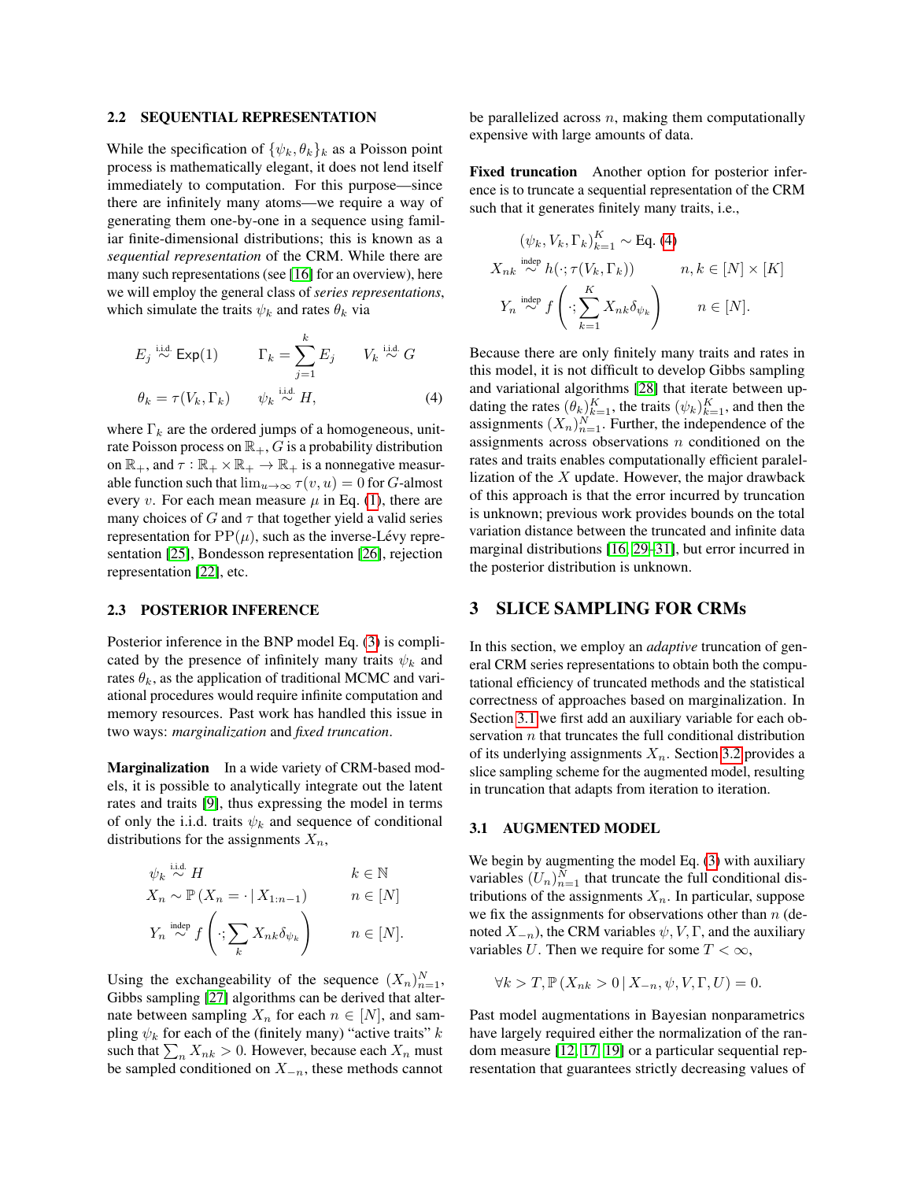### 2.2 SEQUENTIAL REPRESENTATION

While the specification of $\{\psi_k, \theta_k\}_k$ as a Poisson point process is mathematically elegant, it does not lend itself immediately to computation. For this purpose—since there are infinitely many atoms—we require a way of generating them one-by-one in a sequence using familiar finite-dimensional distributions; this is known as a *sequential representation* of the CRM. While there are many such representations (see [16] for an overview), here we will employ the general class of *series representations*, which simulate the traits $\psi_k$ and rates $\theta_k$ via

$$
\begin{aligned}
&E_j \overset{\text{i.i.d.}}{\sim} \mathsf{Exp}(1) \qquad \Gamma_k = \sum_{j=1}^{k} E_j \qquad V_k \overset{\text{i.i.d.}}{\sim} G \\
&\theta_k = \tau(V_k, \Gamma_k) \qquad \psi_k \overset{\text{i.i.d.}}{\sim} H,
\end{aligned}
\tag{4}
$$

where $\Gamma_k$ are the ordered jumps of a homogeneous, unit-rate Poisson process on $\mathbb{R}_+$, $G$ is a probability distribution on $\mathbb{R}_+$, and $\tau : \mathbb{R}_+ \times \mathbb{R}_+ \to \mathbb{R}_+$ is a nonnegative measurable function such that $\lim_{u\to\infty} \tau(v, u) = 0$ for $G$-almost every $v$. For each mean measure $\mu$ in Eq. (1), there are many choices of $G$ and $\tau$ that together yield a valid series representation for $\mathrm{PP}(\mu)$, such as the inverse-Lévy representation [25], Bondesson representation [26], rejection representation [22], etc.

### 2.3 POSTERIOR INFERENCE

Posterior inference in the BNP model Eq. (3) is complicated by the presence of infinitely many traits $\psi_k$ and rates $\theta_k$, as the application of traditional MCMC and variational procedures would require infinite computation and memory resources. Past work has handled this issue in two ways: *marginalization* and *fixed truncation*.

**Marginalization** In a wide variety of CRM-based models, it is possible to analytically integrate out the latent rates and traits [9], thus expressing the model in terms of only the i.i.d. traits $\psi_k$ and sequence of conditional distributions for the assignments $X_n$,

$$
\begin{aligned}
&\psi_k \overset{\text{i.i.d.}}{\sim} H && k \in \mathbb{N} \\
&X_n \sim \mathbb{P}\left(X_n = \cdot \mid X_{1:n-1}\right) && n \in [N] \\
&Y_n \overset{\text{indep}}{\sim} f\left(\cdot; \sum_k X_{nk}\delta_{\psi_k}\right) && n \in [N].
\end{aligned}
$$

Using the exchangeability of the sequence $(X_n)_{n=1}^N$, Gibbs sampling [27] algorithms can be derived that alternate between sampling $X_n$ for each $n \in [N]$, and sampling $\psi_k$ for each of the (finitely many) "active traits" $k$ such that $\sum_n X_{nk} > 0$. However, because each $X_n$ must be sampled conditioned on $X_{-n}$, these methods cannot be parallelized across $n$, making them computationally expensive with large amounts of data.

**Fixed truncation** Another option for posterior inference is to truncate a sequential representation of the CRM such that it generates finitely many traits, i.e.,

$$
\begin{aligned}
&(\psi_k, V_k, \Gamma_k)_{k=1}^K \sim \text{Eq. (4)} \\
&X_{nk} \overset{\text{indep}}{\sim} h(\cdot; \tau(V_k, \Gamma_k)) && n, k \in [N] \times [K] \\
&Y_n \overset{\text{indep}}{\sim} f\left(\cdot; \sum_{k=1}^K X_{nk}\delta_{\psi_k}\right) && n \in [N].
\end{aligned}
$$

Because there are only finitely many traits and rates in this model, it is not difficult to develop Gibbs sampling and variational algorithms [28] that iterate between updating the rates $(\theta_k)_{k=1}^K$, the traits $(\psi_k)_{k=1}^K$, and then the assignments $(X_n)_{n=1}^N$. Further, the independence of the assignments across observations $n$ conditioned on the rates and traits enables computationally efficient paralellization of the $X$ update. However, the major drawback of this approach is that the error incurred by truncation is unknown; previous work provides bounds on the total variation distance between the truncated and infinite data marginal distributions [16, 29–31], but error incurred in the posterior distribution is unknown.

## 3 SLICE SAMPLING FOR CRMs

In this section, we employ an *adaptive* truncation of general CRM series representations to obtain both the computational efficiency of truncated methods and the statistical correctness of approaches based on marginalization. In Section 3.1 we first add an auxiliary variable for each observation $n$ that truncates the full conditional distribution of its underlying assignments $X_n$. Section 3.2 provides a slice sampling scheme for the augmented model, resulting in truncation that adapts from iteration to iteration.

### 3.1 AUGMENTED MODEL

We begin by augmenting the model Eq. (3) with auxiliary variables $(U_n)_{n=1}^N$ that truncate the full conditional distributions of the assignments $X_n$. In particular, suppose we fix the assignments for observations other than $n$ (denoted $X_{-n}$), the CRM variables $\psi, V, \Gamma$, and the auxiliary variables $U$. Then we require for some $T < \infty$,

$$
\forall k > T, \mathbb{P}\left(X_{nk} > 0 \mid X_{-n}, \psi, V, \Gamma, U\right) = 0.
$$

Past model augmentations in Bayesian nonparametrics have largely required either the normalization of the random measure [12, 17, 19] or a particular sequential representation that guarantees strictly decreasing values of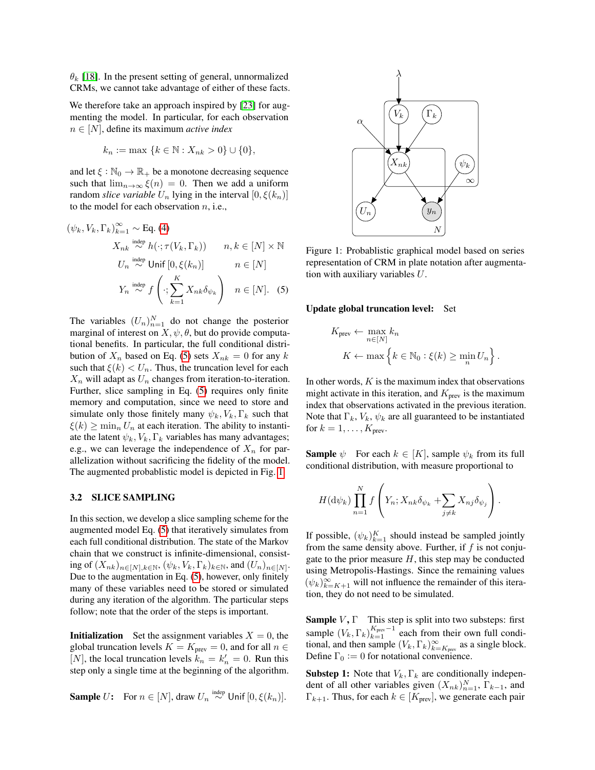$\theta_k$ [18]. In the present setting of general, unnormalized CRMs, we cannot take advantage of either of these facts.

We therefore take an approach inspired by [23] for augmenting the model. In particular, for each observation $n \in [N]$, define its maximum *active index*

$$k_n := \max \{k \in \mathbb{N} : X_{nk} > 0\} \cup \{0\},$$

and let $\xi : \mathbb{N}_0 \to \mathbb{R}_+$ be a monotone decreasing sequence such that $\lim_{n\to\infty} \xi(n) = 0$. Then we add a uniform random *slice variable* $U_n$ lying in the interval $[0, \xi(k_n)]$ to the model for each observation $n$, i.e.,

$$
\begin{aligned}
(\psi_k, V_k, \Gamma_k)_{k=1}^{\infty} &\sim \text{Eq. (4)} \\
X_{nk} &\overset{\text{indep}}{\sim} h(\cdot; \tau(V_k, \Gamma_k)) \qquad n, k \in [N] \times \mathbb{N} \\
U_n &\overset{\text{indep}}{\sim} \mathsf{Unif}\,[0, \xi(k_n)] \qquad n \in [N] \\
Y_n &\overset{\text{indep}}{\sim} f\left(\cdot; \sum_{k=1}^{K} X_{nk}\delta_{\psi_k}\right) \quad n \in [N]. \quad (5)
\end{aligned}
$$

The variables $(U_n)_{n=1}^N$ do not change the posterior marginal of interest on $X, \psi, \theta$, but do provide computational benefits. In particular, the full conditional distribution of $X_n$ based on Eq. (5) sets $X_{nk} = 0$ for any $k$ such that $\xi(k) < U_n$. Thus, the truncation level for each $X_n$ will adapt as $U_n$ changes from iteration-to-iteration. Further, slice sampling in Eq. (5) requires only finite memory and computation, since we need to store and simulate only those finitely many $\psi_k, V_k, \Gamma_k$ such that $\xi(k) \geq \min_n U_n$ at each iteration. The ability to instantiate the latent $\psi_k, V_k, \Gamma_k$ variables has many advantages; e.g., we can leverage the independence of $X_n$ for parallelization without sacrificing the fidelity of the model. The augmented probablistic model is depicted in Fig. 1.

Figure 1: Probablistic graphical model based on series representation of CRM in plate notation after augmentation with auxiliary variables $U$.

### 3.2 SLICE SAMPLING

In this section, we develop a slice sampling scheme for the augmented model Eq. (5) that iteratively simulates from each full conditional distribution. The state of the Markov chain that we construct is infinite-dimensional, consisting of $(X_{nk})_{n\in[N],k\in\mathbb{N}}$, $(\psi_k, V_k, \Gamma_k)_{k\in\mathbb{N}}$, and $(U_n)_{n\in[N]}$. Due to the augmentation in Eq. (5), however, only finitely many of these variables need to be stored or simulated during any iteration of the algorithm. The particular steps follow; note that the order of the steps is important.

**Initialization** Set the assignment variables $X = 0$, the global truncation levels $K = K_{\text{prev}} = 0$, and for all $n \in [N]$, the local truncation levels $k_n = k_n' = 0$. Run this step only a single time at the beginning of the algorithm.

**Sample $U$:** For $n \in [N]$, draw $U_n \overset{\text{indep}}{\sim} \mathsf{Unif}\,[0, \xi(k_n)]$.

**Update global truncation level:** Set

$$
\begin{aligned}
K_{\text{prev}} &\leftarrow \max_{n\in[N]} k_n \\
K &\leftarrow \max\left\{k \in \mathbb{N}_0 : \xi(k) \geq \min_n U_n\right\}.
\end{aligned}
$$

In other words, $K$ is the maximum index that observations might activate in this iteration, and $K_{\text{prev}}$ is the maximum index that observations activated in the previous iteration. Note that $\Gamma_k, V_k, \psi_k$ are all guaranteed to be instantiated for $k = 1, \ldots, K_{\text{prev}}$.

**Sample $\psi$** For each $k \in [K]$, sample $\psi_k$ from its full conditional distribution, with measure proportional to

$$H(\mathrm{d}\psi_k) \prod_{n=1}^{N} f\left(Y_n; X_{nk}\delta_{\psi_k} + \sum_{j\neq k} X_{nj}\delta_{\psi_j}\right).$$

If possible, $(\psi_k)_{k=1}^K$ should instead be sampled jointly from the same density above. Further, if $f$ is not conjugate to the prior measure $H$, this step may be conducted using Metropolis-Hastings. Since the remaining values $(\psi_k)_{k=K+1}^{\infty}$ will not influence the remainder of this iteration, they do not need to be simulated.

**Sample $V, \Gamma$** This step is split into two substeps: first sample $(V_k, \Gamma_k)_{k=1}^{K_{\text{prev}}-1}$ each from their own full conditional, and then sample $(V_k, \Gamma_k)_{k=K_{\text{prev}}}^{\infty}$ as a single block. Define $\Gamma_0 := 0$ for notational convenience.

**Substep 1:** Note that $V_k, \Gamma_k$ are conditionally independent of all other variables given $(X_{nk})_{n=1}^N$, $\Gamma_{k-1}$, and $\Gamma_{k+1}$. Thus, for each $k \in [K_{\text{prev}}]$, we generate each pair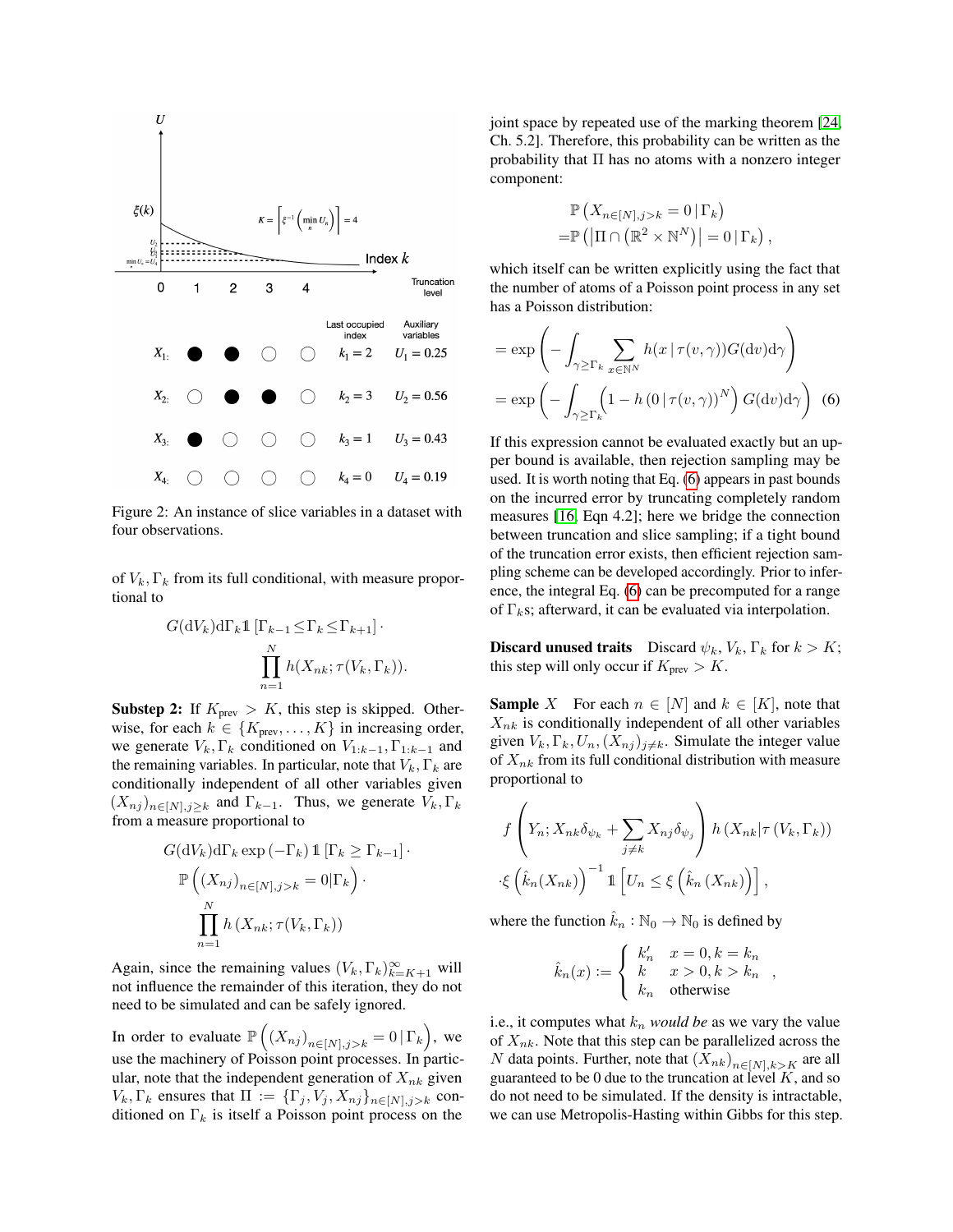Figure 2: An instance of slice variables in a dataset with four observations.

of $V_k, \Gamma_k$ from its full conditional, with measure proportional to

$$G(\mathrm{d}V_k)\mathrm{d}\Gamma_k \mathbb{1}\left[\Gamma_{k-1} \le \Gamma_k \le \Gamma_{k+1}\right] \cdot \prod_{n=1}^{N} h(X_{nk}; \tau(V_k, \Gamma_k)).$$

**Substep 2:** If $K_{\text{prev}} > K$, this step is skipped. Otherwise, for each $k \in \{K_{\text{prev}}, \ldots, K\}$ in increasing order, we generate $V_k, \Gamma_k$ conditioned on $V_{1:k-1}, \Gamma_{1:k-1}$ and the remaining variables. In particular, note that $V_k, \Gamma_k$ are conditionally independent of all other variables given $(X_{nj})_{n\in[N], j\ge k}$ and $\Gamma_{k-1}$. Thus, we generate $V_k, \Gamma_k$ from a measure proportional to

$$G(\mathrm{d}V_k)\mathrm{d}\Gamma_k \exp\left(-\Gamma_k\right) \mathbb{1}\left[\Gamma_k \ge \Gamma_{k-1}\right] \cdot \mathbb{P}\left((X_{nj})_{n\in[N], j>k} = 0 | \Gamma_k\right) \cdot \prod_{n=1}^{N} h\left(X_{nk}; \tau(V_k, \Gamma_k)\right)$$

Again, since the remaining values $(V_k, \Gamma_k)_{k=K+1}^{\infty}$ will not influence the remainder of this iteration, they do not need to be simulated and can be safely ignored.

In order to evaluate $\mathbb{P}\left((X_{nj})_{n\in[N], j>k} = 0 \,|\, \Gamma_k\right)$, we use the machinery of Poisson point processes. In particular, note that the independent generation of $X_{nk}$ given $V_k, \Gamma_k$ ensures that $\Pi := \{\Gamma_j, V_j, X_{nj}\}_{n\in[N], j>k}$ conditioned on $\Gamma_k$ is itself a Poisson point process on the joint space by repeated use of the marking theorem [24, Ch. 5.2]. Therefore, this probability can be written as the probability that $\Pi$ has no atoms with a nonzero integer component:

$$\begin{aligned}
&\mathbb{P}\left(X_{n\in[N], j>k} = 0 \,|\, \Gamma_k\right) \\
=&\mathbb{P}\left(\left|\Pi \cap \left(\mathbb{R}^2 \times \mathbb{N}^N\right)\right| = 0 \,|\, \Gamma_k\right),
\end{aligned}$$

which itself can be written explicitly using the fact that the number of atoms of a Poisson point process in any set has a Poisson distribution:

$$\begin{aligned}
&= \exp\left(-\int_{\gamma\ge\Gamma_k} \sum_{x\in\mathbb{N}^N} h(x \,|\, \tau(v,\gamma)) G(\mathrm{d}v)\mathrm{d}\gamma\right) \\
&= \exp\left(-\int_{\gamma\ge\Gamma_k} \left(1 - h\left(0 \,|\, \tau(v,\gamma)\right)^N\right) G(\mathrm{d}v)\mathrm{d}\gamma\right) \quad (6)
\end{aligned}$$

If this expression cannot be evaluated exactly but an upper bound is available, then rejection sampling may be used. It is worth noting that Eq. (6) appears in past bounds on the incurred error by truncating completely random measures [16, Eqn 4.2]; here we bridge the connection between truncation and slice sampling; if a tight bound of the truncation error exists, then efficient rejection sampling scheme can be developed accordingly. Prior to inference, the integral Eq. (6) can be precomputed for a range of $\Gamma_k$s; afterward, it can be evaluated via interpolation.

**Discard unused traits** Discard $\psi_k, V_k, \Gamma_k$ for $k > K$; this step will only occur if $K_{\text{prev}} > K$.

**Sample** $X$ For each $n \in [N]$ and $k \in [K]$, note that $X_{nk}$ is conditionally independent of all other variables given $V_k, \Gamma_k, U_n, (X_{nj})_{j\ne k}$. Simulate the integer value of $X_{nk}$ from its full conditional distribution with measure proportional to

$$f\left(Y_n; X_{nk}\delta_{\psi_k} + \sum_{j\ne k} X_{nj}\delta_{\psi_j}\right) h\left(X_{nk} | \tau\left(V_k, \Gamma_k\right)\right) \cdot \xi\left(\hat{k}_n(X_{nk})\right)^{-1} \mathbb{1}\left[U_n \le \xi\left(\hat{k}_n\left(X_{nk}\right)\right)\right],$$

where the function $\hat{k}_n : \mathbb{N}_0 \to \mathbb{N}_0$ is defined by

$$\hat{k}_n(x) := \begin{cases} k'_n & x = 0, k = k_n \\ k & x > 0, k > k_n \\ k_n & \text{otherwise} \end{cases},$$

i.e., it computes what $k_n$ *would be* as we vary the value of $X_{nk}$. Note that this step can be parallelized across the $N$ data points. Further, note that $(X_{nk})_{n\in[N], k>K}$ are all guaranteed to be 0 due to the truncation at level $K$, and so do not need to be simulated. If the density is intractable, we can use Metropolis-Hasting within Gibbs for this step.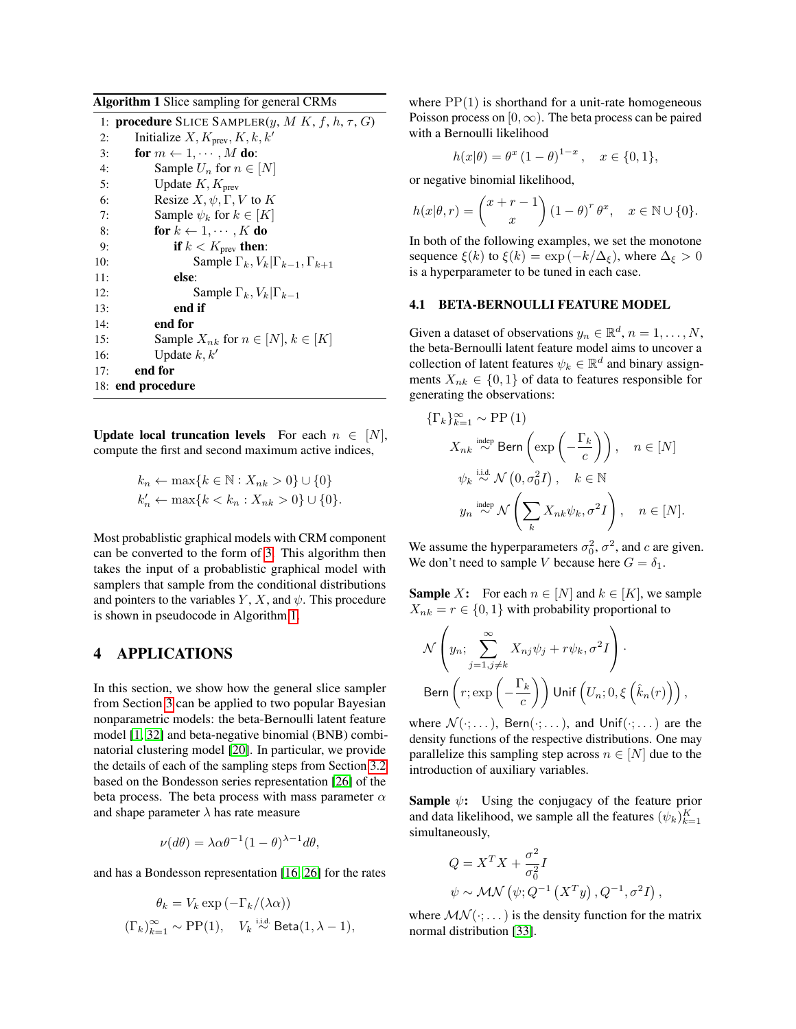**Algorithm 1** Slice sampling for general CRMs

```
1:  procedure SLICE SAMPLER(y, M K, f, h, τ, G)
2:      Initialize X, K_prev, K, k, k'
3:      for m ← 1, ··· , M do:
4:          Sample U_n for n ∈ [N]
5:          Update K, K_prev
6:          Resize X, ψ, Γ, V to K
7:          Sample ψ_k for k ∈ [K]
8:          for k ← 1, ··· , K do
9:              if k < K_prev then:
10:                 Sample Γ_k, V_k | Γ_{k−1}, Γ_{k+1}
11:             else:
12:                 Sample Γ_k, V_k | Γ_{k−1}
13:             end if
14:         end for
15:         Sample X_nk for n ∈ [N], k ∈ [K]
16:         Update k, k'
17:     end for
18: end procedure
```

**Update local truncation levels** For each $n \in [N]$, compute the first and second maximum active indices,

$$k_n \leftarrow \max\{k \in \mathbb{N} : X_{nk} > 0\} \cup \{0\}$$
$$k'_n \leftarrow \max\{k < k_n : X_{nk} > 0\} \cup \{0\}.$$

Most probablistic graphical models with CRM component can be converted to the form of 3. This algorithm then takes the input of a probablistic graphical model with samplers that sample from the conditional distributions and pointers to the variables $Y$, $X$, and $\psi$. This procedure is shown in pseudocode in Algorithm 1.

# 4 APPLICATIONS

In this section, we show how the general slice sampler from Section 3 can be applied to two popular Bayesian nonparametric models: the beta-Bernoulli latent feature model [1, 32] and beta-negative binomial (BNB) combinatorial clustering model [20]. In particular, we provide the details of each of the sampling steps from Section 3.2 based on the Bondesson series representation [26] of the beta process. The beta process with mass parameter $\alpha$ and shape parameter $\lambda$ has rate measure

$$\nu(d\theta) = \lambda\alpha\theta^{-1}(1-\theta)^{\lambda-1}d\theta,$$

and has a Bondesson representation [16, 26] for the rates

$$\theta_k = V_k \exp\left(-\Gamma_k/(\lambda\alpha)\right)$$
$$(\Gamma_k)_{k=1}^{\infty} \sim \mathrm{PP}(1), \quad V_k \overset{\text{i.i.d.}}{\sim} \mathsf{Beta}(1, \lambda-1),$$

where $\mathrm{PP}(1)$ is shorthand for a unit-rate homogeneous Poisson process on $[0, \infty)$. The beta process can be paired with a Bernoulli likelihood

$$h(x|\theta) = \theta^x (1-\theta)^{1-x}, \quad x \in \{0, 1\},$$

or negative binomial likelihood,

$$h(x|\theta, r) = \binom{x+r-1}{x} (1-\theta)^r \theta^x, \quad x \in \mathbb{N} \cup \{0\}.$$

In both of the following examples, we set the monotone sequence $\xi(k)$ to $\xi(k) = \exp\left(-k/\Delta_\xi\right)$, where $\Delta_\xi > 0$ is a hyperparameter to be tuned in each case.

## 4.1 BETA-BERNOULLI FEATURE MODEL

Given a dataset of observations $y_n \in \mathbb{R}^d$, $n = 1, \ldots, N$, the beta-Bernoulli latent feature model aims to uncover a collection of latent features $\psi_k \in \mathbb{R}^d$ and binary assignments $X_{nk} \in \{0, 1\}$ of data to features responsible for generating the observations:

$$\{\Gamma_k\}_{k=1}^{\infty} \sim \mathrm{PP}(1)$$
$$X_{nk} \overset{\text{indep}}{\sim} \mathsf{Bern}\left(\exp\left(-\frac{\Gamma_k}{c}\right)\right), \quad n \in [N]$$
$$\psi_k \overset{\text{i.i.d.}}{\sim} \mathcal{N}\left(0, \sigma_0^2 I\right), \quad k \in \mathbb{N}$$
$$y_n \overset{\text{indep}}{\sim} \mathcal{N}\left(\sum_k X_{nk}\psi_k, \sigma^2 I\right), \quad n \in [N].$$

We assume the hyperparameters $\sigma_0^2$, $\sigma^2$, and $c$ are given. We don't need to sample $V$ because here $G = \delta_1$.

**Sample $X$:** For each $n \in [N]$ and $k \in [K]$, we sample $X_{nk} = r \in \{0, 1\}$ with probability proportional to

$$\mathcal{N}\left(y_n; \sum_{j=1, j\neq k}^{\infty} X_{nj}\psi_j + r\psi_k, \sigma^2 I\right) \cdot$$
$$\mathsf{Bern}\left(r; \exp\left(-\frac{\Gamma_k}{c}\right)\right) \mathsf{Unif}\left(U_n; 0, \xi\left(\hat{k}_n(r)\right)\right),$$

where $\mathcal{N}(\cdot; \ldots)$, $\mathsf{Bern}(\cdot; \ldots)$, and $\mathsf{Unif}(\cdot; \ldots)$ are the density functions of the respective distributions. One may parallelize this sampling step across $n \in [N]$ due to the introduction of auxiliary variables.

**Sample $\psi$:** Using the conjugacy of the feature prior and data likelihood, we sample all the features $(\psi_k)_{k=1}^{K}$ simultaneously,

$$Q = X^T X + \frac{\sigma^2}{\sigma_0^2} I$$
$$\psi \sim \mathcal{MN}\left(\psi; Q^{-1}\left(X^T y\right), Q^{-1}, \sigma^2 I\right),$$

where $\mathcal{MN}(\cdot; \ldots)$ is the density function for the matrix normal distribution [33].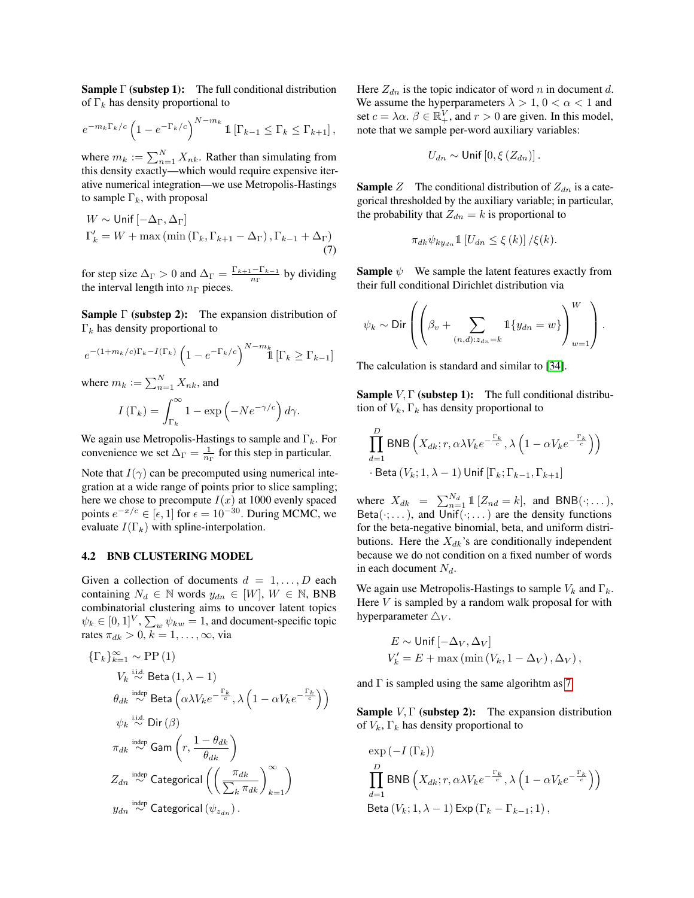**Sample $\Gamma$ (substep 1):** The full conditional distribution of $\Gamma_k$ has density proportional to

$$e^{-m_k \Gamma_k / c}\left(1-e^{-\Gamma_k / c}\right)^{N-m_k} \mathbb{1}\left[\Gamma_{k-1} \leq \Gamma_k \leq \Gamma_{k+1}\right],$$

where $m_k := \sum_{n=1}^N X_{nk}$. Rather than simulating from this density exactly—which would require expensive iterative numerical integration—we use Metropolis-Hastings to sample $\Gamma_k$, with proposal

$$\begin{aligned} &W \sim \mathsf{Unif}\left[-\Delta_\Gamma, \Delta_\Gamma\right] \\ &\Gamma_k^{\prime}=W+\max \left(\min \left(\Gamma_k, \Gamma_{k+1}-\Delta_\Gamma\right), \Gamma_{k-1}+\Delta_\Gamma\right) \end{aligned} \tag{7}$$

for step size $\Delta_\Gamma > 0$ and $\Delta_\Gamma = \frac{\Gamma_{k+1}-\Gamma_{k-1}}{n_\Gamma}$ by dividing the interval length into $n_\Gamma$ pieces.

**Sample $\Gamma$ (substep 2):** The expansion distribution of $\Gamma_k$ has density proportional to

$$e^{-(1+m_k/c)\Gamma_k - I(\Gamma_k)}\left(1-e^{-\Gamma_k / c}\right)^{N-m_k} \mathbb{1}\left[\Gamma_k \geq \Gamma_{k-1}\right]$$

where $m_k := \sum_{n=1}^N X_{nk}$, and

$$I\left(\Gamma_k\right)=\int_{\Gamma_k}^{\infty} 1-\exp \left(-N e^{-\gamma / c}\right) d \gamma.$$

We again use Metropolis-Hastings to sample and $\Gamma_k$. For convenience we set $\Delta_\Gamma = \frac{1}{n_\Gamma}$ for this step in particular.

Note that $I(\gamma)$ can be precomputed using numerical integration at a wide range of points prior to slice sampling; here we chose to precompute $I(x)$ at 1000 evenly spaced points $e^{-x/c} \in [\epsilon, 1]$ for $\epsilon = 10^{-30}$. During MCMC, we evaluate $I(\Gamma_k)$ with spline-interpolation.

### 4.2 BNB CLUSTERING MODEL

Given a collection of documents $d = 1, \ldots, D$ each containing $N_d \in \mathbb{N}$ words $y_{dn} \in [W]$, $W \in \mathbb{N}$, BNB combinatorial clustering aims to uncover latent topics $\psi_k \in [0,1]^V$, $\sum_w \psi_{kw} = 1$, and document-specific topic rates $\pi_{dk} > 0$, $k = 1, \ldots, \infty$, via

$$\begin{aligned} \{\Gamma_k\}_{k=1}^{\infty} &\sim \mathrm{PP}(1) \\ V_k &\overset{\text{i.i.d.}}{\sim} \mathsf{Beta}(1, \lambda-1) \\ \theta_{dk} &\overset{\text{indep}}{\sim} \mathsf{Beta}\left(\alpha\lambda V_k e^{-\frac{\Gamma_k}{c}}, \lambda\left(1-\alpha V_k e^{-\frac{\Gamma_k}{c}}\right)\right) \\ \psi_k &\overset{\text{i.i.d.}}{\sim} \mathsf{Dir}(\beta) \\ \pi_{dk} &\overset{\text{indep}}{\sim} \mathsf{Gam}\left(r, \frac{1-\theta_{dk}}{\theta_{dk}}\right) \\ Z_{dn} &\overset{\text{indep}}{\sim} \mathsf{Categorical}\left(\left(\frac{\pi_{dk}}{\sum_k \pi_{dk}}\right)_{k=1}^{\infty}\right) \\ y_{dn} &\overset{\text{indep}}{\sim} \mathsf{Categorical}\left(\psi_{z_{dn}}\right). \end{aligned}$$

Here $Z_{dn}$ is the topic indicator of word $n$ in document $d$. We assume the hyperparameters $\lambda > 1$, $0 < \alpha < 1$ and set $c = \lambda\alpha$. $\beta \in \mathbb{R}_+^V$, and $r > 0$ are given. In this model, note that we sample per-word auxiliary variables:

$$U_{dn} \sim \mathsf{Unif}\left[0, \xi\left(Z_{dn}\right)\right].$$

**Sample $Z$** The conditional distribution of $Z_{dn}$ is a categorical thresholded by the auxiliary variable; in particular, the probability that $Z_{dn} = k$ is proportional to

$$\pi_{dk}\psi_{k y_{dn}} \mathbb{1}\left[U_{dn} \leq \xi(k)\right] / \xi(k).$$

**Sample $\psi$** We sample the latent features exactly from their full conditional Dirichlet distribution via

$$\psi_k \sim \mathsf{Dir}\left(\left(\beta_v + \sum_{(n,d):z_{dn}=k} \mathbb{1}\{y_{dn}=w\}\right)_{w=1}^{W}\right).$$

The calculation is standard and similar to [34].

**Sample $V, \Gamma$ (substep 1):** The full conditional distribution of $V_k, \Gamma_k$ has density proportional to

$$\begin{aligned} &\prod_{d=1}^{D} \mathsf{BNB}\left(X_{dk}; r, \alpha\lambda V_k e^{-\frac{\Gamma_k}{c}}, \lambda\left(1-\alpha V_k e^{-\frac{\Gamma_k}{c}}\right)\right) \\ &\cdot \mathsf{Beta}\left(V_k; 1, \lambda-1\right) \mathsf{Unif}\left[\Gamma_k; \Gamma_{k-1}, \Gamma_{k+1}\right] \end{aligned}$$

where $X_{dk} = \sum_{n=1}^{N_d} \mathbb{1}\left[Z_{nd} = k\right]$, and $\mathsf{BNB}(\cdot; \ldots)$, $\mathsf{Beta}(\cdot; \ldots)$, and $\mathsf{Unif}(\cdot; \ldots)$ are the density functions for the beta-negative binomial, beta, and uniform distributions. Here the $X_{dk}$'s are conditionally independent because we do not condition on a fixed number of words in each document $N_d$.

We again use Metropolis-Hastings to sample $V_k$ and $\Gamma_k$. Here $V$ is sampled by a random walk proposal for with hyperparameter $\triangle_V$.

$$\begin{aligned} &E \sim \mathsf{Unif}\left[-\Delta_V, \Delta_V\right] \\ &V_k^{\prime}=E+\max \left(\min \left(V_k, 1-\Delta_V\right), \Delta_V\right), \end{aligned}$$

and $\Gamma$ is sampled using the same algorihtm as 7.

**Sample $V, \Gamma$ (substep 2):** The expansion distribution of $V_k, \Gamma_k$ has density proportional to

$$\begin{aligned} &\exp\left(-I\left(\Gamma_k\right)\right) \\ &\prod_{d=1}^{D} \mathsf{BNB}\left(X_{dk}; r, \alpha\lambda V_k e^{-\frac{\Gamma_k}{c}}, \lambda\left(1-\alpha V_k e^{-\frac{\Gamma_k}{c}}\right)\right) \\ &\mathsf{Beta}\left(V_k; 1, \lambda-1\right) \mathsf{Exp}\left(\Gamma_k - \Gamma_{k-1}; 1\right), \end{aligned}$$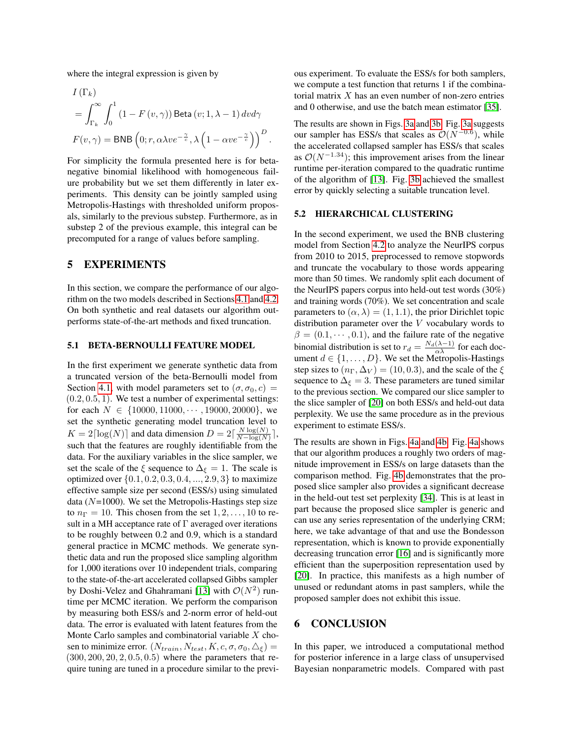where the integral expression is given by

$$
\begin{aligned}
& I\left(\Gamma_k\right) \\
& = \int_{\Gamma_k}^{\infty} \int_0^1 \left(1 - F\left(v, \gamma\right)\right) \mathsf{Beta}\left(v; 1, \lambda - 1\right) dv d\gamma \\
& F(v, \gamma) = \mathsf{BNB}\left(0; r, \alpha \lambda v e^{-\frac{\gamma}{c}}, \lambda\left(1 - \alpha v e^{-\frac{\gamma}{c}}\right)\right)^D .
\end{aligned}
$$

For simplicity the formula presented here is for beta-negative binomial likelihood with homogeneous failure probability but we set them differently in later experiments. This density can be jointly sampled using Metropolis-Hastings with thresholded uniform proposals, similarly to the previous substep. Furthermore, as in substep 2 of the previous example, this integral can be precomputed for a range of values before sampling.

# 5 EXPERIMENTS

In this section, we compare the performance of our algorithm on the two models described in Sections 4.1 and 4.2. On both synthetic and real datasets our algorithm outperforms state-of-the-art methods and fixed truncation.

## 5.1 BETA-BERNOULLI FEATURE MODEL

In the first experiment we generate synthetic data from a truncated version of the beta-Bernoulli model from Section 4.1, with model parameters set to $(\sigma, \sigma_0, c) = (0.2, 0.5, 1)$. We test a number of experimental settings: for each $N \in \{10000, 11000, \cdots, 19000, 20000\}$, we set the synthetic generating model truncation level to $K = 2\lceil \log(N) \rceil$ and data dimension $D = 2\lceil \frac{N \log(N)}{N - \log(N)} \rceil$, such that the features are roughly identifiable from the data. For the auxiliary variables in the slice sampler, we set the scale of the $\xi$ sequence to $\Delta_\xi = 1$. The scale is optimized over $\{0.1, 0.2, 0.3, 0.4, ..., 2.9, 3\}$ to maximize effective sample size per second (ESS/s) using simulated data ($N$=1000). We set the Metropolis-Hastings step size to $n_\Gamma = 10$. This chosen from the set $1, 2, \ldots, 10$ to result in a MH acceptance rate of $\Gamma$ averaged over iterations to be roughly between 0.2 and 0.9, which is a standard general practice in MCMC methods. We generate synthetic data and run the proposed slice sampling algorithm for 1,000 iterations over 10 independent trials, comparing to the state-of-the-art accelerated collapsed Gibbs sampler by Doshi-Velez and Ghahramani [13] with $\mathcal{O}(N^2)$ runtime per MCMC iteration. We perform the comparison by measuring both ESS/s and 2-norm error of held-out data. The error is evaluated with latent features from the Monte Carlo samples and combinatorial variable $X$ chosen to minimize error. $(N_{train}, N_{test}, K, c, \sigma, \sigma_0, \triangle_\xi) = (300, 200, 20, 2, 0.5, 0.5)$ where the parameters that require tuning are tuned in a procedure similar to the previous experiment. To evaluate the ESS/s for both samplers, we compute a test function that returns 1 if the combinatorial matrix $X$ has an even number of non-zero entries and 0 otherwise, and use the batch mean estimator [35].

The results are shown in Figs. 3a and 3b. Fig. 3a suggests our sampler has ESS/s that scales as $\mathcal{O}(N^{-0.6})$, while the accelerated collapsed sampler has ESS/s that scales as $\mathcal{O}(N^{-1.34})$; this improvement arises from the linear runtime per-iteration compared to the quadratic runtime of the algorithm of [13]. Fig. 3b achieved the smallest error by quickly selecting a suitable truncation level.

## 5.2 HIERARCHICAL CLUSTERING

In the second experiment, we used the BNB clustering model from Section 4.2 to analyze the NeurIPS corpus from 2010 to 2015, preprocessed to remove stopwords and truncate the vocabulary to those words appearing more than 50 times. We randomly split each document of the NeurIPS papers corpus into held-out test words (30%) and training words (70%). We set concentration and scale parameters to $(\alpha, \lambda) = (1, 1.1)$, the prior Dirichlet topic distribution parameter over the $V$ vocabulary words to $\beta = (0.1, \cdots, 0.1)$, and the failure rate of the negative binomial distribution is set to $r_d = \frac{N_d(\lambda-1)}{\alpha\lambda}$ for each document $d \in \{1, \ldots, D\}$. We set the Metropolis-Hastings step sizes to $(n_\Gamma, \Delta_V) = (10, 0.3)$, and the scale of the $\xi$ sequence to $\Delta_\xi = 3$. These parameters are tuned similar to the previous section. We compared our slice sampler to the slice sampler of [20] on both ESS/s and held-out data perplexity. We use the same procedure as in the previous experiment to estimate ESS/s.

The results are shown in Figs. 4a and 4b. Fig. 4a shows that our algorithm produces a roughly two orders of magnitude improvement in ESS/s on large datasets than the comparison method. Fig. 4b demonstrates that the proposed slice sampler also provides a significant decrease in the held-out test set perplexity [34]. This is at least in part because the proposed slice sampler is generic and can use any series representation of the underlying CRM; here, we take advantage of that and use the Bondesson representation, which is known to provide exponentially decreasing truncation error [16] and is significantly more efficient than the superposition representation used by [20]. In practice, this manifests as a high number of unused or redundant atoms in past samplers, while the proposed sampler does not exhibit this issue.

# 6 CONCLUSION

In this paper, we introduced a computational method for posterior inference in a large class of unsupervised Bayesian nonparametric models. Compared with past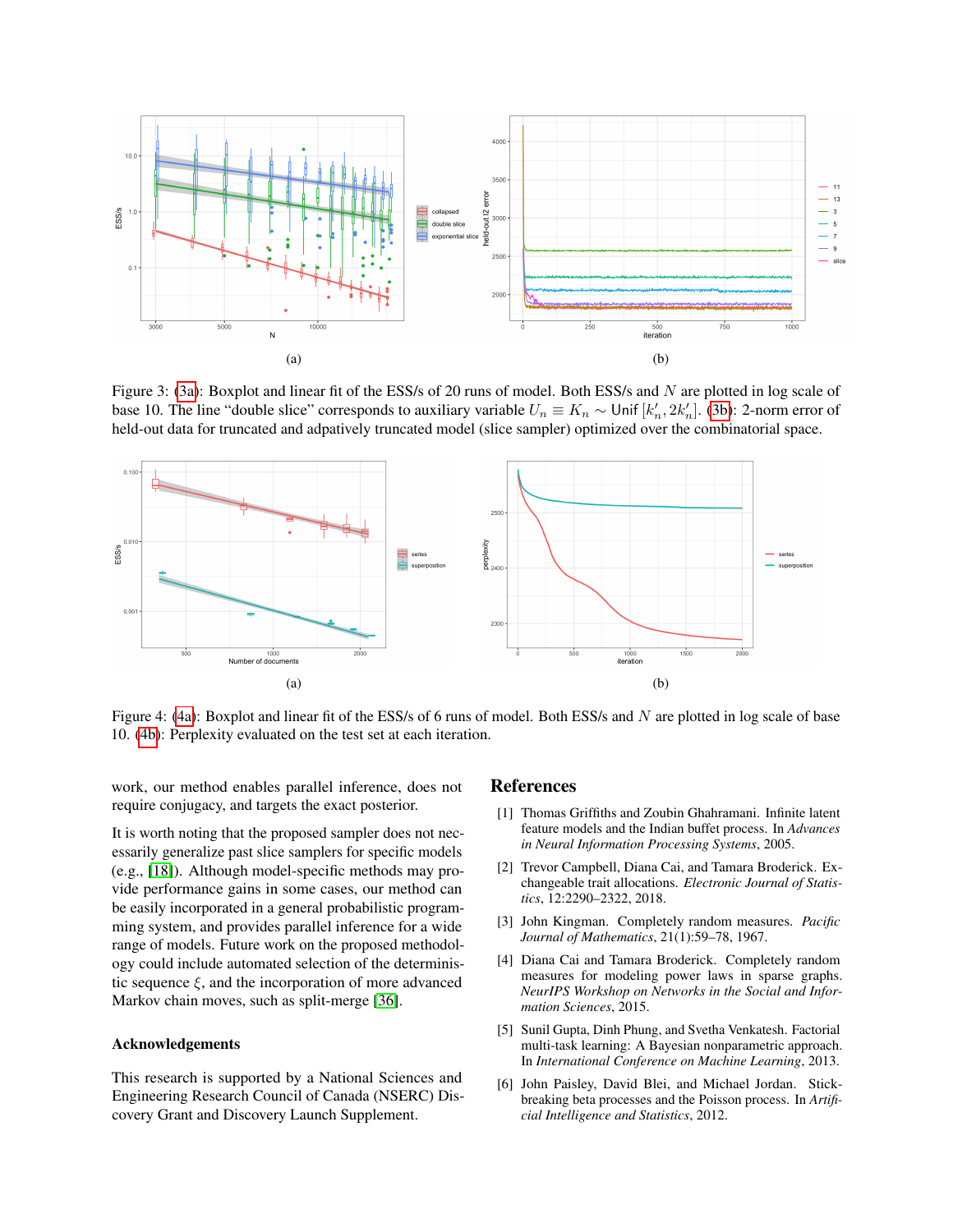(a)

(b)

Figure 3: (3a): Boxplot and linear fit of the ESS/s of 20 runs of model. Both ESS/s and $N$ are plotted in log scale of base 10. The line "double slice" corresponds to auxiliary variable $U_n \equiv K_n \sim \text{Unif}\,[k_n', 2k_n']$. (3b): 2-norm error of held-out data for truncated and adpatively truncated model (slice sampler) optimized over the combinatorial space.

(a)

(b)

Figure 4: (4a): Boxplot and linear fit of the ESS/s of 6 runs of model. Both ESS/s and $N$ are plotted in log scale of base 10. (4b): Perplexity evaluated on the test set at each iteration.

work, our method enables parallel inference, does not require conjugacy, and targets the exact posterior.

It is worth noting that the proposed sampler does not necessarily generalize past slice samplers for specific models (e.g., [18]). Although model-specific methods may provide performance gains in some cases, our method can be easily incorporated in a general probabilistic programming system, and provides parallel inference for a wide range of models. Future work on the proposed methodology could include automated selection of the deterministic sequence $\xi$, and the incorporation of more advanced Markov chain moves, such as split-merge [36].

### Acknowledgements

This research is supported by a National Sciences and Engineering Research Council of Canada (NSERC) Discovery Grant and Discovery Launch Supplement.

## References

[1] Thomas Griffiths and Zoubin Ghahramani. Infinite latent feature models and the Indian buffet process. In *Advances in Neural Information Processing Systems*, 2005.

[2] Trevor Campbell, Diana Cai, and Tamara Broderick. Exchangeable trait allocations. *Electronic Journal of Statistics*, 12:2290–2322, 2018.

[3] John Kingman. Completely random measures. *Pacific Journal of Mathematics*, 21(1):59–78, 1967.

[4] Diana Cai and Tamara Broderick. Completely random measures for modeling power laws in sparse graphs. *NeurIPS Workshop on Networks in the Social and Information Sciences*, 2015.

[5] Sunil Gupta, Dinh Phung, and Svetha Venkatesh. Factorial multi-task learning: A Bayesian nonparametric approach. In *International Conference on Machine Learning*, 2013.

[6] John Paisley, David Blei, and Michael Jordan. Stick-breaking beta processes and the Poisson process. In *Artificial Intelligence and Statistics*, 2012.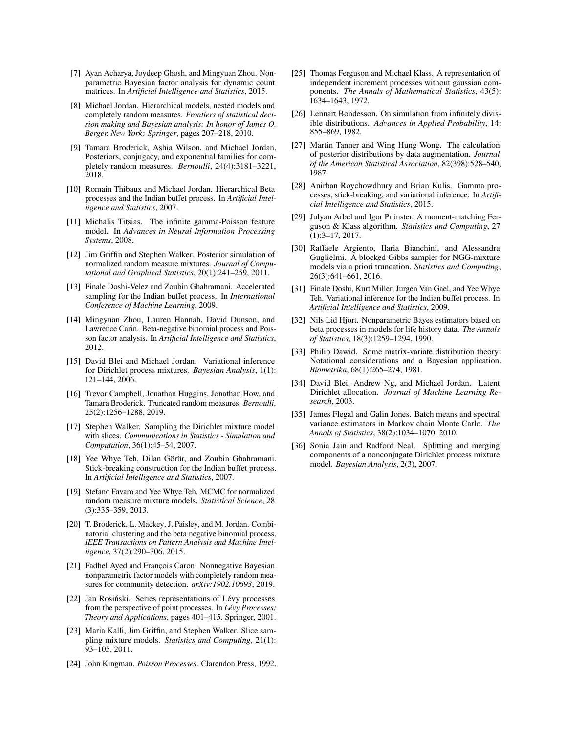[7] Ayan Acharya, Joydeep Ghosh, and Mingyuan Zhou. Nonparametric Bayesian factor analysis for dynamic count matrices. In *Artificial Intelligence and Statistics*, 2015.

[8] Michael Jordan. Hierarchical models, nested models and completely random measures. *Frontiers of statistical decision making and Bayesian analysis: In honor of James O. Berger. New York: Springer*, pages 207–218, 2010.

[9] Tamara Broderick, Ashia Wilson, and Michael Jordan. Posteriors, conjugacy, and exponential families for completely random measures. *Bernoulli*, 24(4):3181–3221, 2018.

[10] Romain Thibaux and Michael Jordan. Hierarchical Beta processes and the Indian buffet process. In *Artificial Intelligence and Statistics*, 2007.

[11] Michalis Titsias. The infinite gamma-Poisson feature model. In *Advances in Neural Information Processing Systems*, 2008.

[12] Jim Griffin and Stephen Walker. Posterior simulation of normalized random measure mixtures. *Journal of Computational and Graphical Statistics*, 20(1):241–259, 2011.

[13] Finale Doshi-Velez and Zoubin Ghahramani. Accelerated sampling for the Indian buffet process. In *International Conference of Machine Learning*, 2009.

[14] Mingyuan Zhou, Lauren Hannah, David Dunson, and Lawrence Carin. Beta-negative binomial process and Poisson factor analysis. In *Artificial Intelligence and Statistics*, 2012.

[15] David Blei and Michael Jordan. Variational inference for Dirichlet process mixtures. *Bayesian Analysis*, 1(1): 121–144, 2006.

[16] Trevor Campbell, Jonathan Huggins, Jonathan How, and Tamara Broderick. Truncated random measures. *Bernoulli*, 25(2):1256–1288, 2019.

[17] Stephen Walker. Sampling the Dirichlet mixture model with slices. *Communications in Statistics - Simulation and Computation*, 36(1):45–54, 2007.

[18] Yee Whye Teh, Dilan Görür, and Zoubin Ghahramani. Stick-breaking construction for the Indian buffet process. In *Artificial Intelligence and Statistics*, 2007.

[19] Stefano Favaro and Yee Whye Teh. MCMC for normalized random measure mixture models. *Statistical Science*, 28 (3):335–359, 2013.

[20] T. Broderick, L. Mackey, J. Paisley, and M. Jordan. Combinatorial clustering and the beta negative binomial process. *IEEE Transactions on Pattern Analysis and Machine Intelligence*, 37(2):290–306, 2015.

[21] Fadhel Ayed and François Caron. Nonnegative Bayesian nonparametric factor models with completely random measures for community detection. *arXiv:1902.10693*, 2019.

[22] Jan Rosiński. Series representations of Lévy processes from the perspective of point processes. In *Lévy Processes: Theory and Applications*, pages 401–415. Springer, 2001.

[23] Maria Kalli, Jim Griffin, and Stephen Walker. Slice sampling mixture models. *Statistics and Computing*, 21(1): 93–105, 2011.

[24] John Kingman. *Poisson Processes*. Clarendon Press, 1992.

[25] Thomas Ferguson and Michael Klass. A representation of independent increment processes without gaussian components. *The Annals of Mathematical Statistics*, 43(5): 1634–1643, 1972.

[26] Lennart Bondesson. On simulation from infinitely divisible distributions. *Advances in Applied Probability*, 14: 855–869, 1982.

[27] Martin Tanner and Wing Hung Wong. The calculation of posterior distributions by data augmentation. *Journal of the American Statistical Association*, 82(398):528–540, 1987.

[28] Anirban Roychowdhury and Brian Kulis. Gamma processes, stick-breaking, and variational inference. In *Artificial Intelligence and Statistics*, 2015.

[29] Julyan Arbel and Igor Prünster. A moment-matching Ferguson & Klass algorithm. *Statistics and Computing*, 27 (1):3–17, 2017.

[30] Raffaele Argiento, Ilaria Bianchini, and Alessandra Guglielmi. A blocked Gibbs sampler for NGG-mixture models via a priori truncation. *Statistics and Computing*, 26(3):641–661, 2016.

[31] Finale Doshi, Kurt Miller, Jurgen Van Gael, and Yee Whye Teh. Variational inference for the Indian buffet process. In *Artificial Intelligence and Statistics*, 2009.

[32] Nils Lid Hjort. Nonparametric Bayes estimators based on beta processes in models for life history data. *The Annals of Statistics*, 18(3):1259–1294, 1990.

[33] Philip Dawid. Some matrix-variate distribution theory: Notational considerations and a Bayesian application. *Biometrika*, 68(1):265–274, 1981.

[34] David Blei, Andrew Ng, and Michael Jordan. Latent Dirichlet allocation. *Journal of Machine Learning Research*, 2003.

[35] James Flegal and Galin Jones. Batch means and spectral variance estimators in Markov chain Monte Carlo. *The Annals of Statistics*, 38(2):1034–1070, 2010.

[36] Sonia Jain and Radford Neal. Splitting and merging components of a nonconjugate Dirichlet process mixture model. *Bayesian Analysis*, 2(3), 2007.